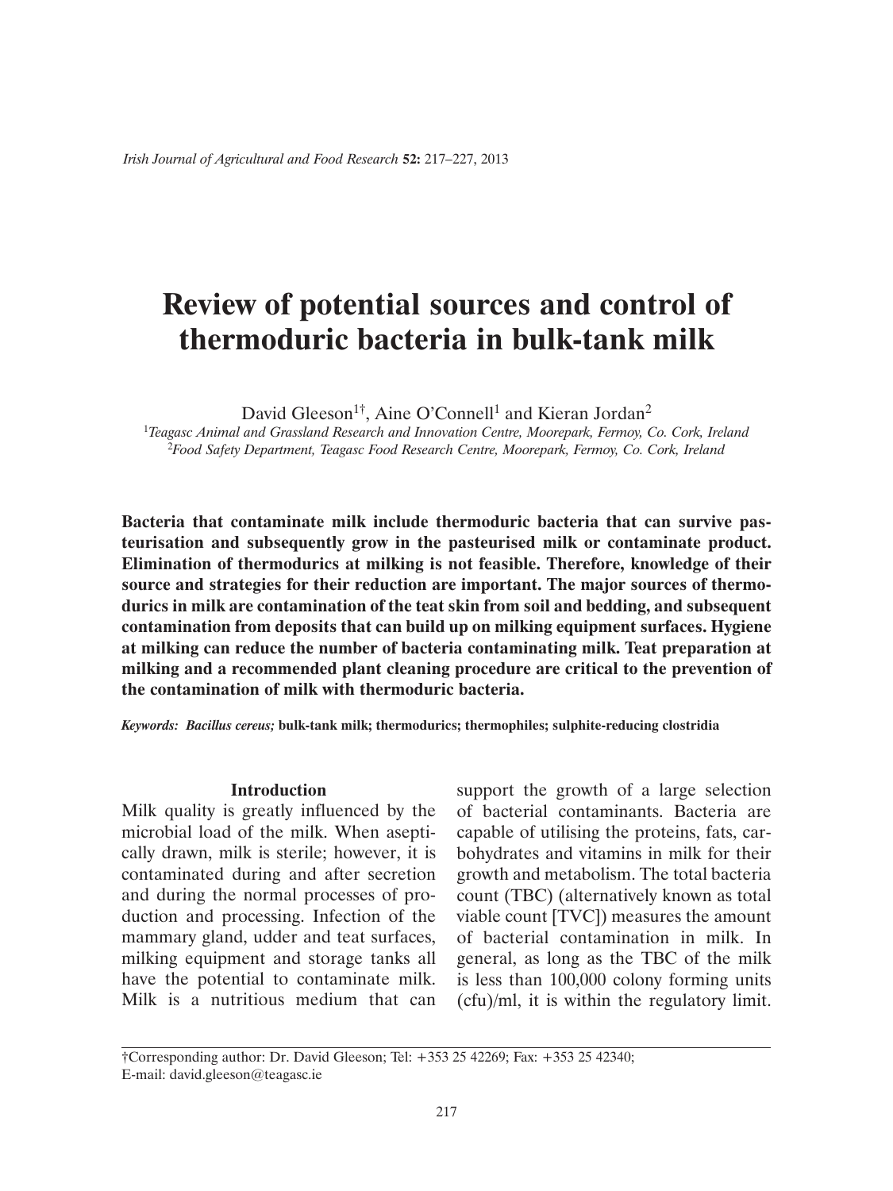# Review of potential sources and control of thermoduric bacteria in bulk-tank milk

David Gleeson[1†], Aine O'Connell[1] and Kieran Jordan[2]

[1]*Teagasc Animal and Grassland Research and Innovation Centre, Moorepark, Fermoy, Co. Cork, Ireland*
[2]*Food Safety Department, Teagasc Food Research Centre, Moorepark, Fermoy, Co. Cork, Ireland*

**Bacteria that contaminate milk include thermoduric bacteria that can survive pasteurisation and subsequently grow in the pasteurised milk or contaminate product. Elimination of thermodurics at milking is not feasible. Therefore, knowledge of their source and strategies for their reduction are important. The major sources of thermodurics in milk are contamination of the teat skin from soil and bedding, and subsequent contamination from deposits that can build up on milking equipment surfaces. Hygiene at milking can reduce the number of bacteria contaminating milk. Teat preparation at milking and a recommended plant cleaning procedure are critical to the prevention of the contamination of milk with thermoduric bacteria.**

***Keywords:*** ***Bacillus cereus;*** **bulk-tank milk; thermodurics; thermophiles; sulphite-reducing clostridia**

## Introduction

Milk quality is greatly influenced by the microbial load of the milk. When aseptically drawn, milk is sterile; however, it is contaminated during and after secretion and during the normal processes of production and processing. Infection of the mammary gland, udder and teat surfaces, milking equipment and storage tanks all have the potential to contaminate milk. Milk is a nutritious medium that can support the growth of a large selection of bacterial contaminants. Bacteria are capable of utilising the proteins, fats, carbohydrates and vitamins in milk for their growth and metabolism. The total bacteria count (TBC) (alternatively known as total viable count [TVC]) measures the amount of bacterial contamination in milk. In general, as long as the TBC of the milk is less than 100,000 colony forming units (cfu)/ml, it is within the regulatory limit.

†Corresponding author: Dr. David Gleeson; Tel: +353 25 42269; Fax: +353 25 42340; E-mail: david.gleeson@teagasc.ie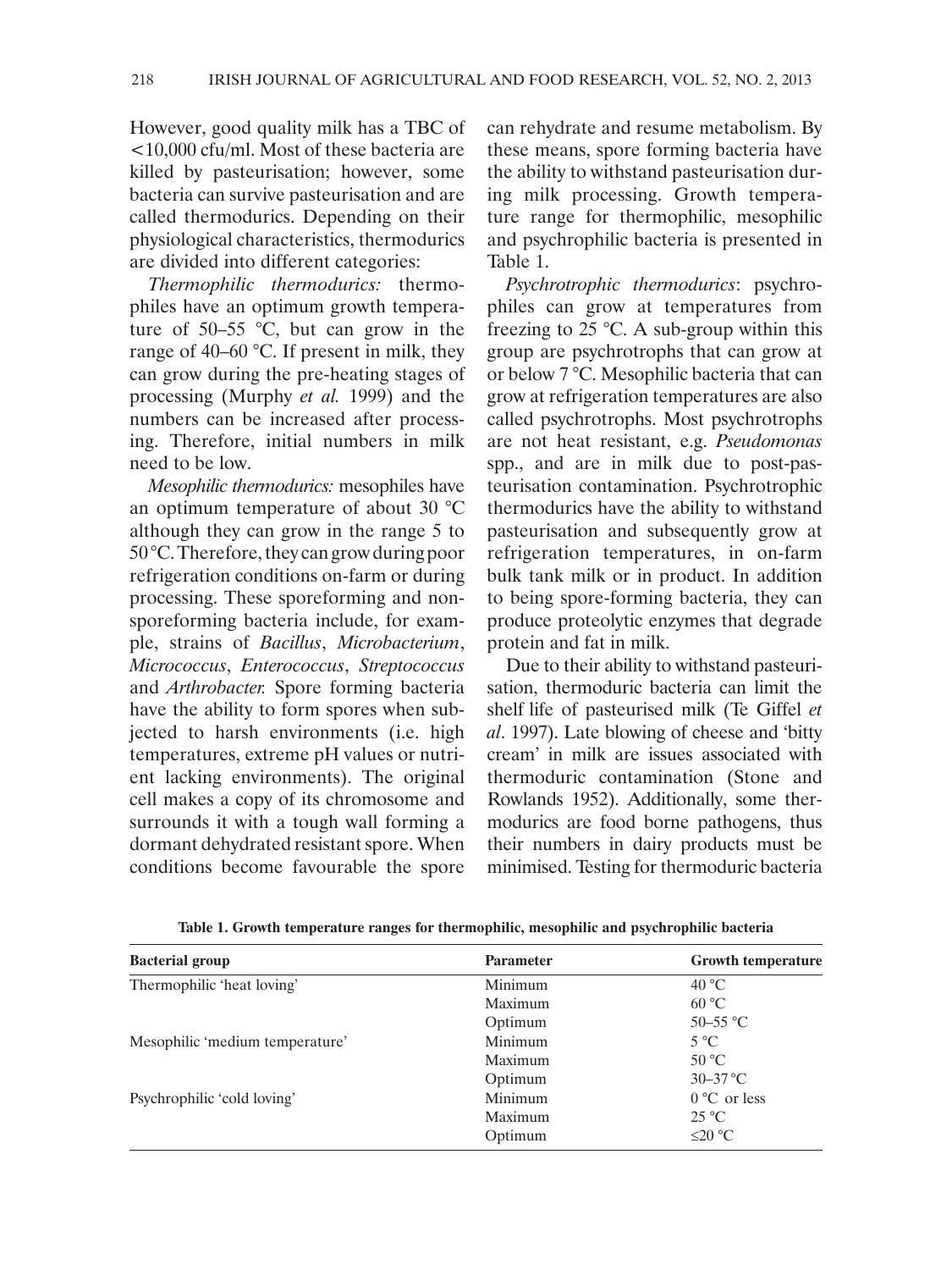However, good quality milk has a TBC of <10,000 cfu/ml. Most of these bacteria are killed by pasteurisation; however, some bacteria can survive pasteurisation and are called thermodurics. Depending on their physiological characteristics, thermodurics are divided into different categories:

*Thermophilic thermodurics:* thermophiles have an optimum growth temperature of 50–55 °C, but can grow in the range of 40–60 °C. If present in milk, they can grow during the pre-heating stages of processing (Murphy *et al.* 1999) and the numbers can be increased after processing. Therefore, initial numbers in milk need to be low.

*Mesophilic thermodurics:* mesophiles have an optimum temperature of about 30 °C although they can grow in the range 5 to 50 °C. Therefore, they can grow during poor refrigeration conditions on-farm or during processing. These sporeforming and non-sporeforming bacteria include, for example, strains of *Bacillus*, *Microbacterium*, *Micrococcus*, *Enterococcus*, *Streptococcus* and *Arthrobacter.* Spore forming bacteria have the ability to form spores when subjected to harsh environments (i.e. high temperatures, extreme pH values or nutrient lacking environments). The original cell makes a copy of its chromosome and surrounds it with a tough wall forming a dormant dehydrated resistant spore. When conditions become favourable the spore can rehydrate and resume metabolism. By these means, spore forming bacteria have the ability to withstand pasteurisation during milk processing. Growth temperature range for thermophilic, mesophilic and psychrophilic bacteria is presented in Table 1.

*Psychrotrophic thermodurics*: psychrophiles can grow at temperatures from freezing to 25 °C. A sub-group within this group are psychrotrophs that can grow at or below 7 °C. Mesophilic bacteria that can grow at refrigeration temperatures are also called psychrotrophs. Most psychrotrophs are not heat resistant, e.g. *Pseudomonas* spp., and are in milk due to post-pasteurisation contamination. Psychrotrophic thermodurics have the ability to withstand pasteurisation and subsequently grow at refrigeration temperatures, in on-farm bulk tank milk or in product. In addition to being spore-forming bacteria, they can produce proteolytic enzymes that degrade protein and fat in milk.

Due to their ability to withstand pasteurisation, thermoduric bacteria can limit the shelf life of pasteurised milk (Te Giffel *et al*. 1997). Late blowing of cheese and 'bitty cream' in milk are issues associated with thermoduric contamination (Stone and Rowlands 1952). Additionally, some thermodurics are food borne pathogens, thus their numbers in dairy products must be minimised. Testing for thermoduric bacteria

**Table 1. Growth temperature ranges for thermophilic, mesophilic and psychrophilic bacteria**

| Bacterial group | Parameter | Growth temperature |
|---|---|---|
| Thermophilic 'heat loving' | Minimum | 40 °C |
| | Maximum | 60 °C |
| | Optimum | 50–55 °C |
| Mesophilic 'medium temperature' | Minimum | 5 °C |
| | Maximum | 50 °C |
| | Optimum | 30–37 °C |
| Psychrophilic 'cold loving' | Minimum | 0 °C or less |
| | Maximum | 25 °C |
| | Optimum | ≤20 °C |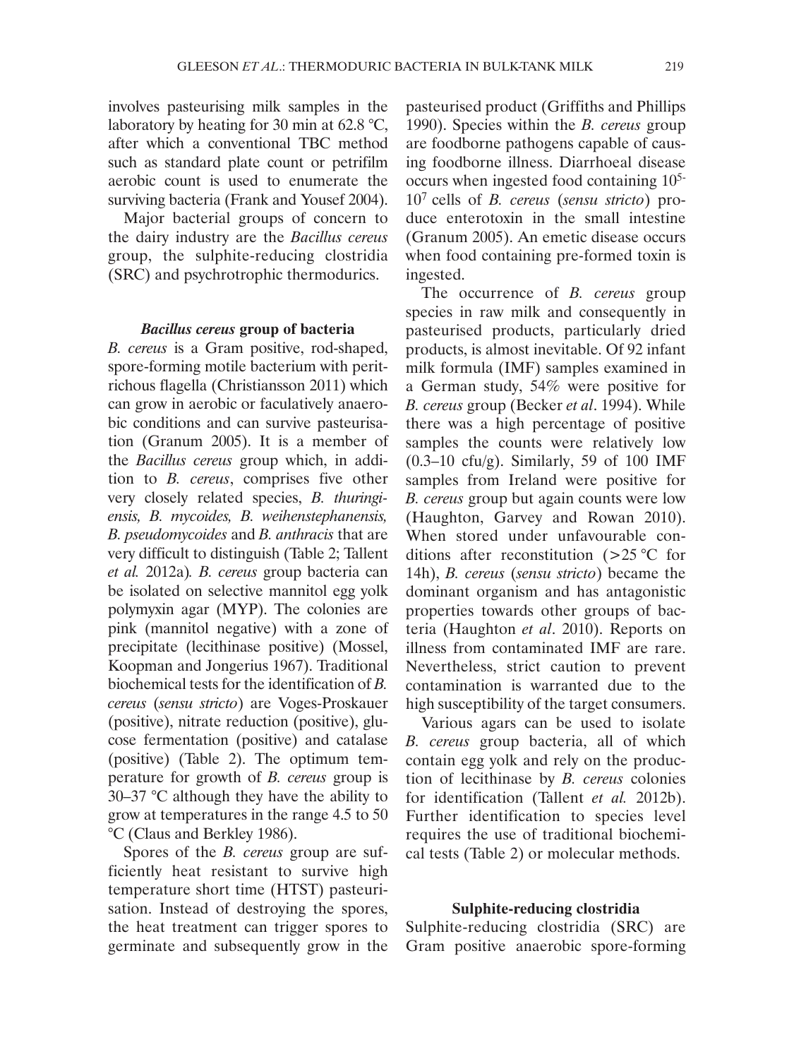involves pasteurising milk samples in the laboratory by heating for 30 min at 62.8 °C, after which a conventional TBC method such as standard plate count or petrifilm aerobic count is used to enumerate the surviving bacteria (Frank and Yousef 2004).

Major bacterial groups of concern to the dairy industry are the *Bacillus cereus* group, the sulphite-reducing clostridia (SRC) and psychrotrophic thermodurics.

### *Bacillus cereus* group of bacteria

*B. cereus* is a Gram positive, rod-shaped, spore-forming motile bacterium with peritrichous flagella (Christiansson 2011) which can grow in aerobic or faculatively anaerobic conditions and can survive pasteurisation (Granum 2005). It is a member of the *Bacillus cereus* group which, in addition to *B. cereus*, comprises five other very closely related species, *B. thuringiensis, B. mycoides, B. weihenstephanensis, B. pseudomycoides* and *B. anthracis* that are very difficult to distinguish (Table 2; Tallent *et al.* 2012a)*. B. cereus* group bacteria can be isolated on selective mannitol egg yolk polymyxin agar (MYP). The colonies are pink (mannitol negative) with a zone of precipitate (lecithinase positive) (Mossel, Koopman and Jongerius 1967). Traditional biochemical tests for the identification of *B. cereus* (*sensu stricto*) are Voges-Proskauer (positive), nitrate reduction (positive), glucose fermentation (positive) and catalase (positive) (Table 2). The optimum temperature for growth of *B. cereus* group is 30–37 °C although they have the ability to grow at temperatures in the range 4.5 to 50 °C (Claus and Berkley 1986).

Spores of the *B. cereus* group are sufficiently heat resistant to survive high temperature short time (HTST) pasteurisation. Instead of destroying the spores, the heat treatment can trigger spores to germinate and subsequently grow in the pasteurised product (Griffiths and Phillips 1990). Species within the *B. cereus* group are foodborne pathogens capable of causing foodborne illness. Diarrhoeal disease occurs when ingested food containing $10^{5}$-$10^{7}$ cells of *B. cereus* (*sensu stricto*) produce enterotoxin in the small intestine (Granum 2005). An emetic disease occurs when food containing pre-formed toxin is ingested.

The occurrence of *B. cereus* group species in raw milk and consequently in pasteurised products, particularly dried products, is almost inevitable. Of 92 infant milk formula (IMF) samples examined in a German study, 54% were positive for *B. cereus* group (Becker *et al*. 1994). While there was a high percentage of positive samples the counts were relatively low (0.3–10 cfu/g). Similarly, 59 of 100 IMF samples from Ireland were positive for *B. cereus* group but again counts were low (Haughton, Garvey and Rowan 2010). When stored under unfavourable conditions after reconstitution (>25 °C for 14h), *B. cereus* (*sensu stricto*) became the dominant organism and has antagonistic properties towards other groups of bacteria (Haughton *et al*. 2010). Reports on illness from contaminated IMF are rare. Nevertheless, strict caution to prevent contamination is warranted due to the high susceptibility of the target consumers.

Various agars can be used to isolate *B. cereus* group bacteria, all of which contain egg yolk and rely on the production of lecithinase by *B. cereus* colonies for identification (Tallent *et al.* 2012b). Further identification to species level requires the use of traditional biochemical tests (Table 2) or molecular methods.

### Sulphite-reducing clostridia

Sulphite-reducing clostridia (SRC) are Gram positive anaerobic spore-forming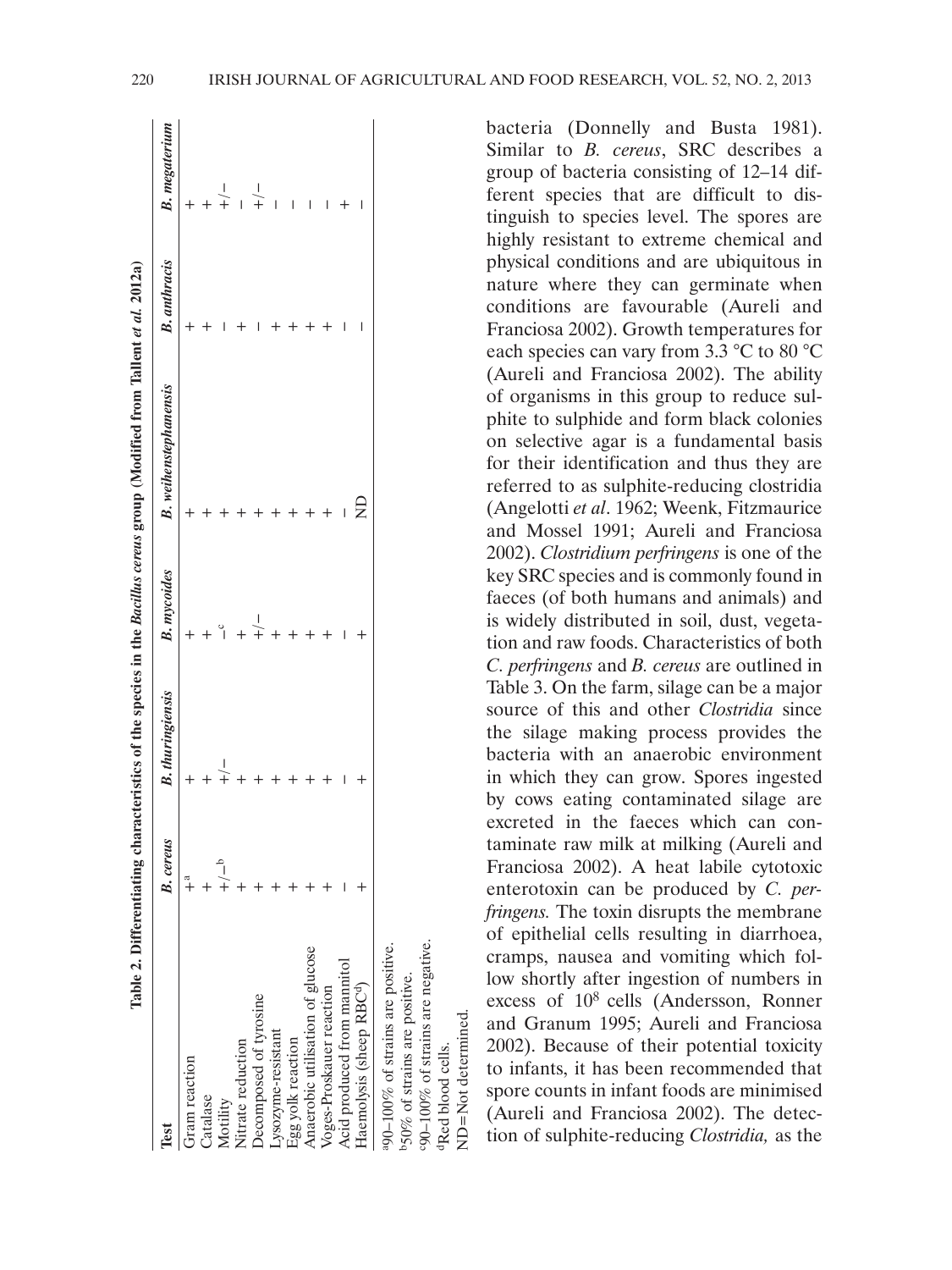**Table 2. Differentiating characteristics of the species in the *Bacillus cereus* group (Modified from Tallent *et al.* 2012a)**

| Test | *B. cereus* | *B. thuringiensis* | *B. mycoides* | *B. weihenstephanensis* | *B. anthracis* | *B. megaterium* |
|---|---|---|---|---|---|---|
| Gram reaction | +[a] | + | + | + | + | + |
| Catalase | + | + | + | + | + | + |
| Motility | +/–[b] | +/– | –[c] | + | – | +/– |
| Nitrate reduction | + | + | + | + | + | – |
| Decomposed of tyrosine | + | + | +/– | + | – | +/– |
| Lysozyme-resistant | + | + | + | + | + | – |
| Egg yolk reaction | + | + | + | + | + | – |
| Anaerobic utilisation of glucose | + | + | + | + | + | – |
| Voges-Proskauer reaction | + | + | + | + | + | – |
| Acid produced from mannitol | – | – | – | – | – | + |
| Haemolysis (sheep RBC[d]) | + | + | + | ND | – | – |

[a]90–100% of strains are positive.
[b]50% of strains are positive.
[c]90–100% of strains are negative.
[d]Red blood cells.
ND = Not determined.

bacteria (Donnelly and Busta 1981). Similar to *B. cereus*, SRC describes a group of bacteria consisting of 12–14 different species that are difficult to distinguish to species level. The spores are highly resistant to extreme chemical and physical conditions and are ubiquitous in nature where they can germinate when conditions are favourable (Aureli and Franciosa 2002). Growth temperatures for each species can vary from 3.3 °C to 80 °C (Aureli and Franciosa 2002). The ability of organisms in this group to reduce sulphite to sulphide and form black colonies on selective agar is a fundamental basis for their identification and thus they are referred to as sulphite-reducing clostridia (Angelotti *et al*. 1962; Weenk, Fitzmaurice and Mossel 1991; Aureli and Franciosa 2002). *Clostridium perfringens* is one of the key SRC species and is commonly found in faeces (of both humans and animals) and is widely distributed in soil, dust, vegetation and raw foods. Characteristics of both *C. perfringens* and *B. cereus* are outlined in Table 3. On the farm, silage can be a major source of this and other *Clostridia* since the silage making process provides the bacteria with an anaerobic environment in which they can grow. Spores ingested by cows eating contaminated silage are excreted in the faeces which can contaminate raw milk at milking (Aureli and Franciosa 2002). A heat labile cytotoxic enterotoxin can be produced by *C. perfringens.* The toxin disrupts the membrane of epithelial cells resulting in diarrhoea, cramps, nausea and vomiting which follow shortly after ingestion of numbers in excess of $10^8$ cells (Andersson, Ronner and Granum 1995; Aureli and Franciosa 2002). Because of their potential toxicity to infants, it has been recommended that spore counts in infant foods are minimised (Aureli and Franciosa 2002). The detection of sulphite-reducing *Clostridia,* as the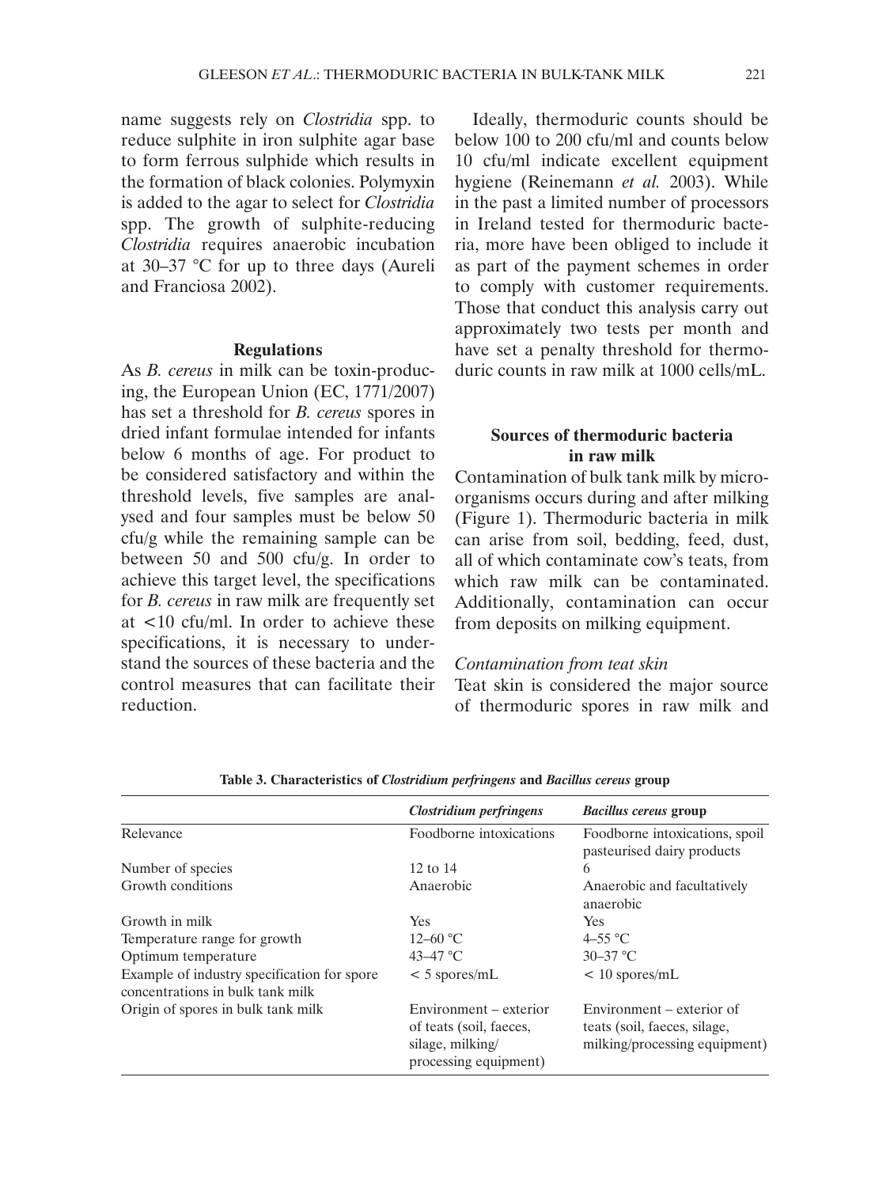name suggests rely on *Clostridia* spp. to reduce sulphite in iron sulphite agar base to form ferrous sulphide which results in the formation of black colonies. Polymyxin is added to the agar to select for *Clostridia* spp. The growth of sulphite-reducing *Clostridia* requires anaerobic incubation at 30–37 °C for up to three days (Aureli and Franciosa 2002).

## Regulations

As *B. cereus* in milk can be toxin-producing, the European Union (EC, 1771/2007) has set a threshold for *B. cereus* spores in dried infant formulae intended for infants below 6 months of age. For product to be considered satisfactory and within the threshold levels, five samples are analysed and four samples must be below 50 cfu/g while the remaining sample can be between 50 and 500 cfu/g. In order to achieve this target level, the specifications for *B. cereus* in raw milk are frequently set at <10 cfu/ml. In order to achieve these specifications, it is necessary to understand the sources of these bacteria and the control measures that can facilitate their reduction.

Ideally, thermoduric counts should be below 100 to 200 cfu/ml and counts below 10 cfu/ml indicate excellent equipment hygiene (Reinemann *et al.* 2003). While in the past a limited number of processors in Ireland tested for thermoduric bacteria, more have been obliged to include it as part of the payment schemes in order to comply with customer requirements. Those that conduct this analysis carry out approximately two tests per month and have set a penalty threshold for thermoduric counts in raw milk at 1000 cells/mL.

## Sources of thermoduric bacteria in raw milk

Contamination of bulk tank milk by microorganisms occurs during and after milking (Figure 1). Thermoduric bacteria in milk can arise from soil, bedding, feed, dust, all of which contaminate cow's teats, from which raw milk can be contaminated. Additionally, contamination can occur from deposits on milking equipment.

### *Contamination from teat skin*

Teat skin is considered the major source of thermoduric spores in raw milk and

**Table 3. Characteristics of *Clostridium perfringens* and *Bacillus cereus* group**

| | *Clostridium perfringens* | *Bacillus cereus* group |
|---|---|---|
| Relevance | Foodborne intoxications | Foodborne intoxications, spoil pasteurised dairy products |
| Number of species | 12 to 14 | 6 |
| Growth conditions | Anaerobic | Anaerobic and facultatively anaerobic |
| Growth in milk | Yes | Yes |
| Temperature range for growth | 12–60 °C | 4–55 °C |
| Optimum temperature | 43–47 °C | 30–37 °C |
| Example of industry specification for spore concentrations in bulk tank milk | < 5 spores/mL | < 10 spores/mL |
| Origin of spores in bulk tank milk | Environment – exterior of teats (soil, faeces, silage, milking/processing equipment) | Environment – exterior of teats (soil, faeces, silage, milking/processing equipment) |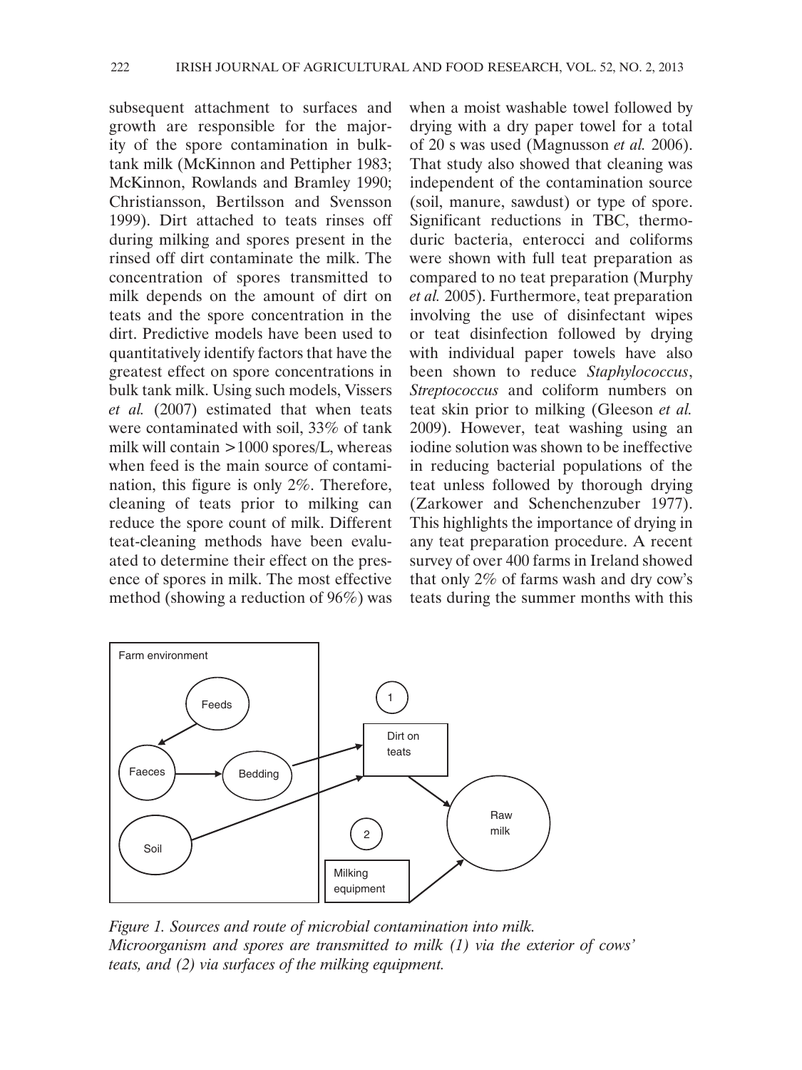subsequent attachment to surfaces and growth are responsible for the majority of the spore contamination in bulk-tank milk (McKinnon and Pettipher 1983; McKinnon, Rowlands and Bramley 1990; Christiansson, Bertilsson and Svensson 1999). Dirt attached to teats rinses off during milking and spores present in the rinsed off dirt contaminate the milk. The concentration of spores transmitted to milk depends on the amount of dirt on teats and the spore concentration in the dirt. Predictive models have been used to quantitatively identify factors that have the greatest effect on spore concentrations in bulk tank milk. Using such models, Vissers *et al.* (2007) estimated that when teats were contaminated with soil, 33% of tank milk will contain >1000 spores/L, whereas when feed is the main source of contamination, this figure is only 2%. Therefore, cleaning of teats prior to milking can reduce the spore count of milk. Different teat-cleaning methods have been evaluated to determine their effect on the presence of spores in milk. The most effective method (showing a reduction of 96%) was when a moist washable towel followed by drying with a dry paper towel for a total of 20 s was used (Magnusson *et al.* 2006). That study also showed that cleaning was independent of the contamination source (soil, manure, sawdust) or type of spore. Significant reductions in TBC, thermoduric bacteria, enterocci and coliforms were shown with full teat preparation as compared to no teat preparation (Murphy *et al.* 2005). Furthermore, teat preparation involving the use of disinfectant wipes or teat disinfection followed by drying with individual paper towels have also been shown to reduce *Staphylococcus*, *Streptococcus* and coliform numbers on teat skin prior to milking (Gleeson *et al.* 2009). However, teat washing using an iodine solution was shown to be ineffective in reducing bacterial populations of the teat unless followed by thorough drying (Zarkower and Schenchenzuber 1977). This highlights the importance of drying in any teat preparation procedure. A recent survey of over 400 farms in Ireland showed that only 2% of farms wash and dry cow's teats during the summer months with this

*Figure 1. Sources and route of microbial contamination into milk. Microorganism and spores are transmitted to milk (1) via the exterior of cows' teats, and (2) via surfaces of the milking equipment.*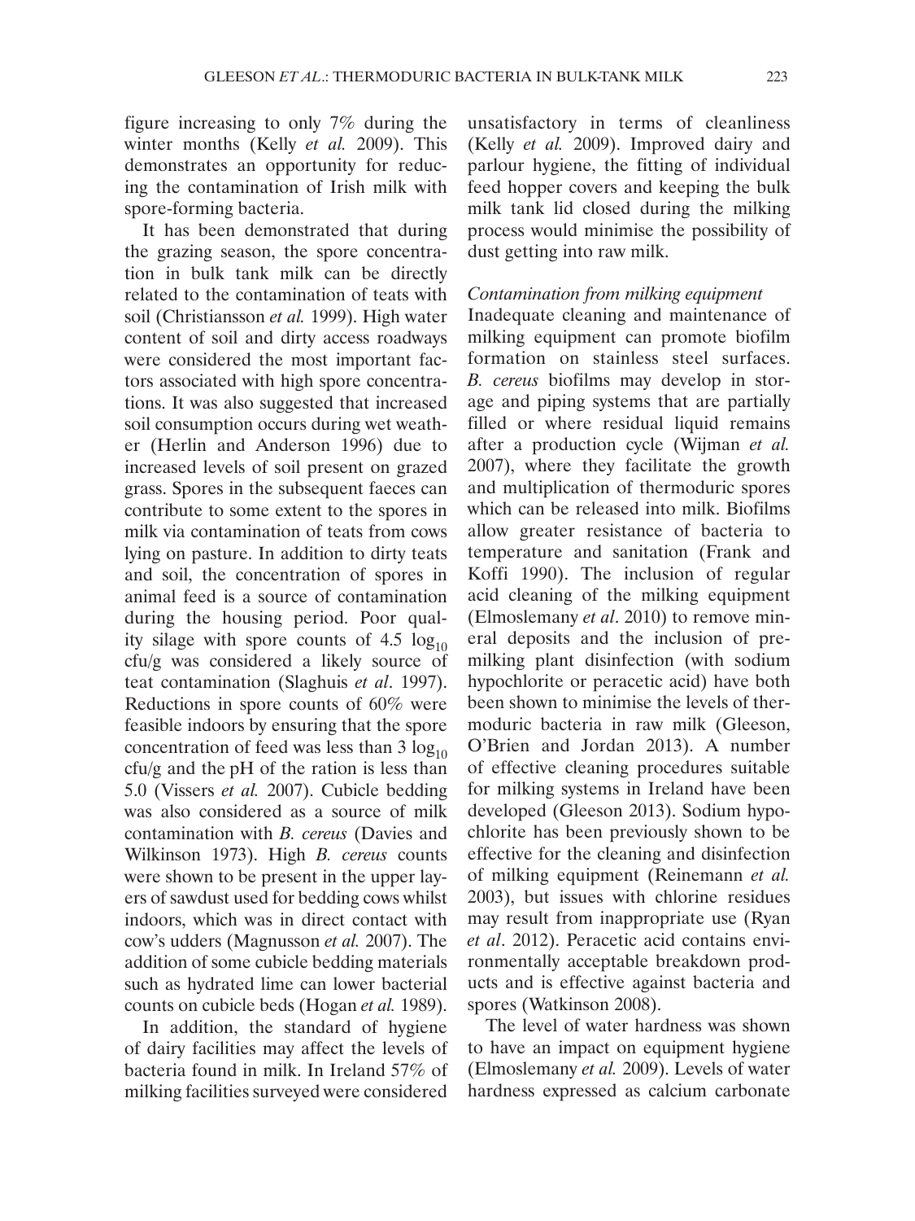figure increasing to only 7% during the winter months (Kelly *et al.* 2009). This demonstrates an opportunity for reducing the contamination of Irish milk with spore-forming bacteria.

It has been demonstrated that during the grazing season, the spore concentration in bulk tank milk can be directly related to the contamination of teats with soil (Christiansson *et al.* 1999). High water content of soil and dirty access roadways were considered the most important factors associated with high spore concentrations. It was also suggested that increased soil consumption occurs during wet weather (Herlin and Anderson 1996) due to increased levels of soil present on grazed grass. Spores in the subsequent faeces can contribute to some extent to the spores in milk via contamination of teats from cows lying on pasture. In addition to dirty teats and soil, the concentration of spores in animal feed is a source of contamination during the housing period. Poor quality silage with spore counts of 4.5 $\log_{10}$ cfu/g was considered a likely source of teat contamination (Slaghuis *et al*. 1997). Reductions in spore counts of 60% were feasible indoors by ensuring that the spore concentration of feed was less than 3 $\log_{10}$ cfu/g and the pH of the ration is less than 5.0 (Vissers *et al.* 2007). Cubicle bedding was also considered as a source of milk contamination with *B. cereus* (Davies and Wilkinson 1973). High *B. cereus* counts were shown to be present in the upper layers of sawdust used for bedding cows whilst indoors, which was in direct contact with cow's udders (Magnusson *et al.* 2007). The addition of some cubicle bedding materials such as hydrated lime can lower bacterial counts on cubicle beds (Hogan *et al.* 1989).

In addition, the standard of hygiene of dairy facilities may affect the levels of bacteria found in milk. In Ireland 57% of milking facilities surveyed were considered unsatisfactory in terms of cleanliness (Kelly *et al.* 2009). Improved dairy and parlour hygiene, the fitting of individual feed hopper covers and keeping the bulk milk tank lid closed during the milking process would minimise the possibility of dust getting into raw milk.

*Contamination from milking equipment*

Inadequate cleaning and maintenance of milking equipment can promote biofilm formation on stainless steel surfaces. *B. cereus* biofilms may develop in storage and piping systems that are partially filled or where residual liquid remains after a production cycle (Wijman *et al.* 2007), where they facilitate the growth and multiplication of thermoduric spores which can be released into milk. Biofilms allow greater resistance of bacteria to temperature and sanitation (Frank and Koffi 1990). The inclusion of regular acid cleaning of the milking equipment (Elmoslemany *et al*. 2010) to remove mineral deposits and the inclusion of pre-milking plant disinfection (with sodium hypochlorite or peracetic acid) have both been shown to minimise the levels of thermoduric bacteria in raw milk (Gleeson, O'Brien and Jordan 2013). A number of effective cleaning procedures suitable for milking systems in Ireland have been developed (Gleeson 2013). Sodium hypochlorite has been previously shown to be effective for the cleaning and disinfection of milking equipment (Reinemann *et al.* 2003), but issues with chlorine residues may result from inappropriate use (Ryan *et al*. 2012). Peracetic acid contains environmentally acceptable breakdown products and is effective against bacteria and spores (Watkinson 2008).

The level of water hardness was shown to have an impact on equipment hygiene (Elmoslemany *et al.* 2009). Levels of water hardness expressed as calcium carbonate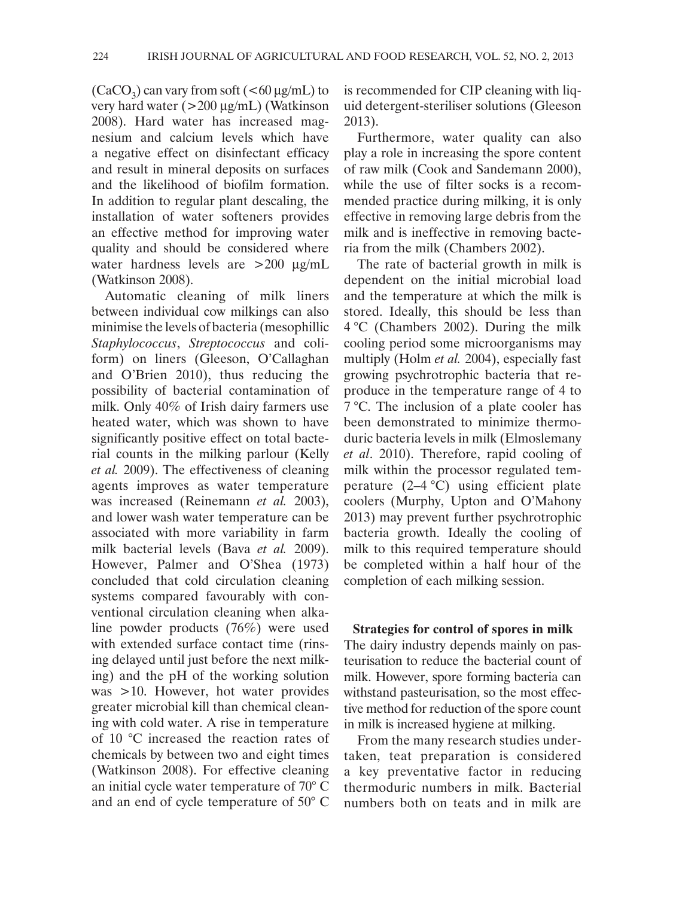($CaCO_3$) can vary from soft (<60 µg/mL) to very hard water (>200 µg/mL) (Watkinson 2008). Hard water has increased magnesium and calcium levels which have a negative effect on disinfectant efficacy and result in mineral deposits on surfaces and the likelihood of biofilm formation. In addition to regular plant descaling, the installation of water softeners provides an effective method for improving water quality and should be considered where water hardness levels are >200 µg/mL (Watkinson 2008).

Automatic cleaning of milk liners between individual cow milkings can also minimise the levels of bacteria (mesophillic *Staphylococcus*, *Streptococcus* and coliform) on liners (Gleeson, O'Callaghan and O'Brien 2010), thus reducing the possibility of bacterial contamination of milk. Only 40% of Irish dairy farmers use heated water, which was shown to have significantly positive effect on total bacterial counts in the milking parlour (Kelly *et al.* 2009). The effectiveness of cleaning agents improves as water temperature was increased (Reinemann *et al.* 2003), and lower wash water temperature can be associated with more variability in farm milk bacterial levels (Bava *et al.* 2009). However, Palmer and O'Shea (1973) concluded that cold circulation cleaning systems compared favourably with conventional circulation cleaning when alkaline powder products (76%) were used with extended surface contact time (rinsing delayed until just before the next milking) and the pH of the working solution was >10. However, hot water provides greater microbial kill than chemical cleaning with cold water. A rise in temperature of 10 °C increased the reaction rates of chemicals by between two and eight times (Watkinson 2008). For effective cleaning an initial cycle water temperature of 70° C and an end of cycle temperature of 50° C is recommended for CIP cleaning with liquid detergent-steriliser solutions (Gleeson 2013).

Furthermore, water quality can also play a role in increasing the spore content of raw milk (Cook and Sandemann 2000), while the use of filter socks is a recommended practice during milking, it is only effective in removing large debris from the milk and is ineffective in removing bacteria from the milk (Chambers 2002).

The rate of bacterial growth in milk is dependent on the initial microbial load and the temperature at which the milk is stored. Ideally, this should be less than 4 °C (Chambers 2002). During the milk cooling period some microorganisms may multiply (Holm *et al.* 2004), especially fast growing psychrotrophic bacteria that reproduce in the temperature range of 4 to 7 °C. The inclusion of a plate cooler has been demonstrated to minimize thermoduric bacteria levels in milk (Elmoslemany *et al*. 2010). Therefore, rapid cooling of milk within the processor regulated temperature (2–4 °C) using efficient plate coolers (Murphy, Upton and O'Mahony 2013) may prevent further psychrotrophic bacteria growth. Ideally the cooling of milk to this required temperature should be completed within a half hour of the completion of each milking session.

### Strategies for control of spores in milk

The dairy industry depends mainly on pasteurisation to reduce the bacterial count of milk. However, spore forming bacteria can withstand pasteurisation, so the most effective method for reduction of the spore count in milk is increased hygiene at milking.

From the many research studies undertaken, teat preparation is considered a key preventative factor in reducing thermoduric numbers in milk. Bacterial numbers both on teats and in milk are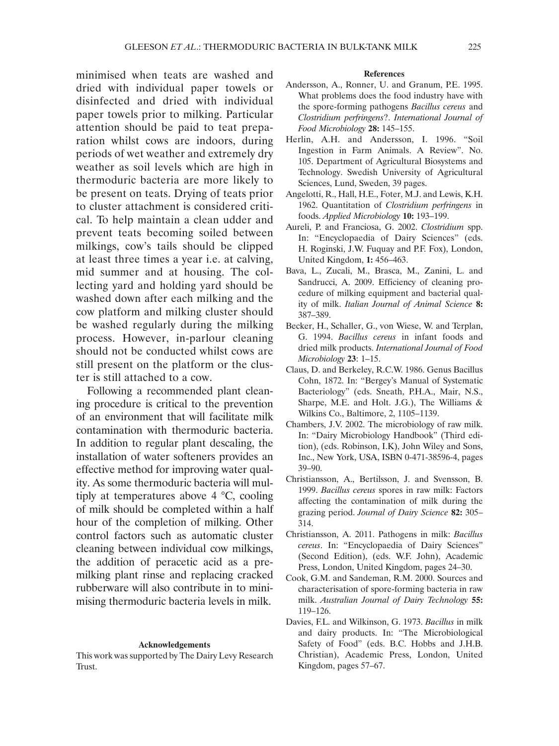minimised when teats are washed and dried with individual paper towels or disinfected and dried with individual paper towels prior to milking. Particular attention should be paid to teat preparation whilst cows are indoors, during periods of wet weather and extremely dry weather as soil levels which are high in thermoduric bacteria are more likely to be present on teats. Drying of teats prior to cluster attachment is considered critical. To help maintain a clean udder and prevent teats becoming soiled between milkings, cow's tails should be clipped at least three times a year i.e. at calving, mid summer and at housing. The collecting yard and holding yard should be washed down after each milking and the cow platform and milking cluster should be washed regularly during the milking process. However, in-parlour cleaning should not be conducted whilst cows are still present on the platform or the cluster is still attached to a cow.

Following a recommended plant cleaning procedure is critical to the prevention of an environment that will facilitate milk contamination with thermoduric bacteria. In addition to regular plant descaling, the installation of water softeners provides an effective method for improving water quality. As some thermoduric bacteria will multiply at temperatures above 4 °C, cooling of milk should be completed within a half hour of the completion of milking. Other control factors such as automatic cluster cleaning between individual cow milkings, the addition of peracetic acid as a pre-milking plant rinse and replacing cracked rubberware will also contribute in to minimising thermoduric bacteria levels in milk.

#### Acknowledgements

This work was supported by The Dairy Levy Research Trust.

#### References

Andersson, A., Ronner, U. and Granum, P.E. 1995. What problems does the food industry have with the spore-forming pathogens *Bacillus cereus* and *Clostridium perfringens*?. *International Journal of Food Microbiology* **28:** 145–155.

Herlin, A.H. and Andersson, I. 1996. "Soil Ingestion in Farm Animals. A Review". No. 105. Department of Agricultural Biosystems and Technology. Swedish University of Agricultural Sciences, Lund, Sweden, 39 pages.

Angelotti, R., Hall, H.E., Foter, M.J. and Lewis, K.H. 1962. Quantitation of *Clostridium perfringens* in foods. *Applied Microbiology* **10:** 193–199.

Aureli, P. and Franciosa, G. 2002. *Clostridium* spp. In: "Encyclopaedia of Dairy Sciences" (eds. H. Roginski, J.W. Fuquay and P.F. Fox), London, United Kingdom, **1:** 456–463.

Bava, L., Zucali, M., Brasca, M., Zanini, L. and Sandrucci, A. 2009. Efficiency of cleaning procedure of milking equipment and bacterial quality of milk. *Italian Journal of Animal Science* **8:** 387–389.

Becker, H., Schaller, G., von Wiese, W. and Terplan, G. 1994. *Bacillus cereus* in infant foods and dried milk products. *International Journal of Food Microbiology* **23**: 1–15.

Claus, D. and Berkeley, R.C.W. 1986. Genus Bacillus Cohn, 1872. In: "Bergey's Manual of Systematic Bacteriology" (eds. Sneath, P.H.A., Mair, N.S., Sharpe, M.E. and Holt. J.G.), The Williams & Wilkins Co., Baltimore, 2, 1105–1139.

Chambers, J.V. 2002. The microbiology of raw milk. In: "Dairy Microbiology Handbook" (Third edition), (eds. Robinson, I.K), John Wiley and Sons, Inc., New York, USA, ISBN 0-471-38596-4, pages 39–90.

Christiansson, A., Bertilsson, J. and Svensson, B. 1999. *Bacillus cereus* spores in raw milk: Factors affecting the contamination of milk during the grazing period. *Journal of Dairy Science* **82:** 305–314.

Christiansson, A. 2011. Pathogens in milk: *Bacillus cereus*. In: "Encyclopaedia of Dairy Sciences" (Second Edition), (eds. W.F. John), Academic Press, London, United Kingdom, pages 24–30.

Cook, G.M. and Sandeman, R.M. 2000. Sources and characterisation of spore-forming bacteria in raw milk. *Australian Journal of Dairy Technology* **55:** 119–126.

Davies, F.L. and Wilkinson, G. 1973. *Bacillus* in milk and dairy products. In: "The Microbiological Safety of Food" (eds. B.C. Hobbs and J.H.B. Christian), Academic Press, London, United Kingdom, pages 57–67.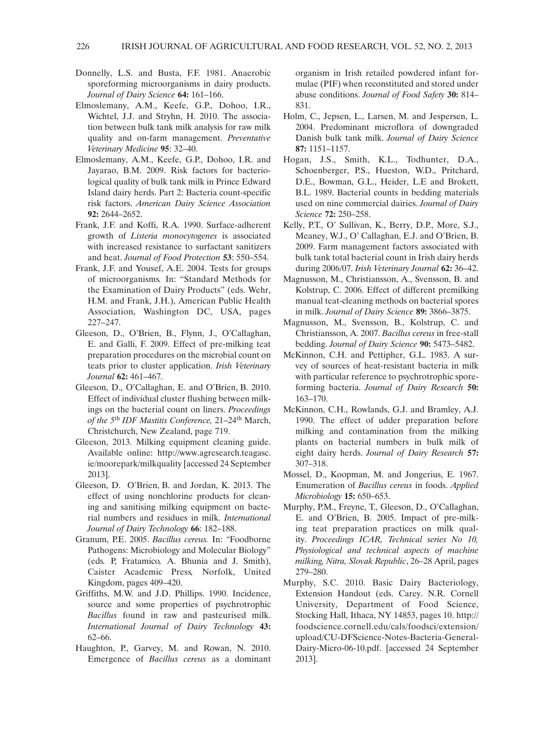Donnelly, L.S. and Busta, F.F. 1981. Anaerobic sporeforming microorganisms in dairy products. *Journal of Dairy Science* **64:** 161–166.

Elmoslemany, A.M., Keefe, G.P., Dohoo, I.R., Wichtel, J.J. and Stryhn, H. 2010. The association between bulk tank milk analysis for raw milk quality and on-farm management. *Preventative Veterinary Medicine* **95**: 32–40.

Elmoslemany, A.M., Keefe, G.P., Dohoo, I.R. and Jayarao, B.M. 2009. Risk factors for bacteriological quality of bulk tank milk in Prince Edward Island dairy herds. Part 2: Bacteria count-specific risk factors. *American Dairy Science Association* **92:** 2644–2652.

Frank, J.F. and Koffi, R.A. 1990. Surface-adherent growth of *Listeria monocytogenes* is associated with increased resistance to surfactant sanitizers and heat. *Journal of Food Protection* **53**: 550–554.

Frank, J.F. and Yousef, A.E. 2004. Tests for groups of microorganisms. In: "Standard Methods for the Examination of Dairy Products" (eds. Wehr, H.M. and Frank, J.H.), American Public Health Association, Washington DC, USA, pages 227–247.

Gleeson, D., O'Brien, B., Flynn, J., O'Callaghan, E. and Galli, F. 2009. Effect of pre-milking teat preparation procedures on the microbial count on teats prior to cluster application. *Irish Veterinary Journal* **62:** 461–467.

Gleeson, D., O'Callaghan, E. and O'Brien, B. 2010. Effect of individual cluster flushing between milkings on the bacterial count on liners. *Proceedings of the 5th IDF Mastitis Conference,* 21–24th March, Christchurch, New Zealand, page 719.

Gleeson, 2013. Milking equipment cleaning guide. Available online: http://www.agresearch.teagasc.ie/moorepark/milkquality [accessed 24 September 2013].

Gleeson, D. O'Brien, B. and Jordan, K. 2013. The effect of using nonchlorine products for cleaning and sanitising milking equipment on bacterial numbers and residues in milk. *International Journal of Dairy Technology* **66**: 182–188.

Granum, P.E. 2005. *Bacillus cereus.* In: "Foodborne Pathogens: Microbiology and Molecular Biology" (eds. P, Fratamico, A. Bhunia and J. Smith), Caister Academic Press, Norfolk, United Kingdom, pages 409–420.

Griffiths, M.W. and J.D. Phillips. 1990. Incidence, source and some properties of psychrotrophic *Bacillus* found in raw and pasteurised milk. *International Journal of Dairy Technology* **43:** 62–66.

Haughton, P., Garvey, M. and Rowan, N. 2010. Emergence of *Bacillus cereus* as a dominant organism in Irish retailed powdered infant formulae (PIF) when reconstituted and stored under abuse conditions. *Journal of Food Safety* **30:** 814–831.

Holm, C., Jepsen, L., Larsen, M. and Jespersen, L. 2004. Predominant microflora of downgraded Danish bulk tank milk. *Journal of Dairy Science* **87:** 1151–1157.

Hogan, J.S., Smith, K.L., Todhunter, D.A., Schoenberger, P.S., Hueston, W.D., Pritchard, D.E., Bowman, G.L., Heider, L.E and Brokett, B.L. 1989. Bacterial counts in bedding materials used on nine commercial dairies. *Journal of Dairy Science* **72:** 250–258.

Kelly, P.T., O' Sullivan, K., Berry, D.P., More, S.J., Meaney, W.J., O' Callaghan, E.J. and O'Brien, B. 2009. Farm management factors associated with bulk tank total bacterial count in Irish dairy herds during 2006/07. *Irish Veterinary Journal* **62:** 36–42.

Magnusson, M., Christiansson, A., Svensson, B. and Kolstrup, C. 2006. Effect of different premilking manual teat-cleaning methods on bacterial spores in milk. *Journal of Dairy Science* **89:** 3866–3875.

Magnusson, M., Svensson, B., Kolstrup, C. and Christiansson, A. 2007. *Bacillus cereus* in free-stall bedding. *Journal of Dairy Science* **90:** 5473–5482.

McKinnon, C.H. and Pettipher, G.L. 1983. A survey of sources of heat-resistant bacteria in milk with particular reference to psychrotrophic spore-forming bacteria. *Journal of Dairy Research* **50:** 163–170.

McKinnon, C.H., Rowlands, G.J. and Bramley, A.J. 1990. The effect of udder preparation before milking and contamination from the milking plants on bacterial numbers in bulk milk of eight dairy herds. *Journal of Dairy Research* **57:** 307–318.

Mossel, D., Koopman, M. and Jongerius, E. 1967. Enumeration of *Bacillus cereus* in foods. *Applied Microbiology* **15:** 650–653.

Murphy, P.M., Freyne, T., Gleeson, D., O'Callaghan, E. and O'Brien, B. 2005. Impact of pre-milking teat preparation practices on milk quality. *Proceedings ICAR, Technical series No 10, Physiological and technical aspects of machine milking, Nitra, Slovak Republic*, 26–28 April, pages 279–280.

Murphy, S.C. 2010. Basic Dairy Bacteriology, Extension Handout (eds. Carey. N.R. Cornell University, Department of Food Science, Stocking Hall, Ithaca, NY 14853, pages 10. http://foodscience.cornell.edu/cals/foodsci/extension/upload/CU-DFScience-Notes-Bacteria-General-Dairy-Micro-06-10.pdf. [accessed 24 September 2013].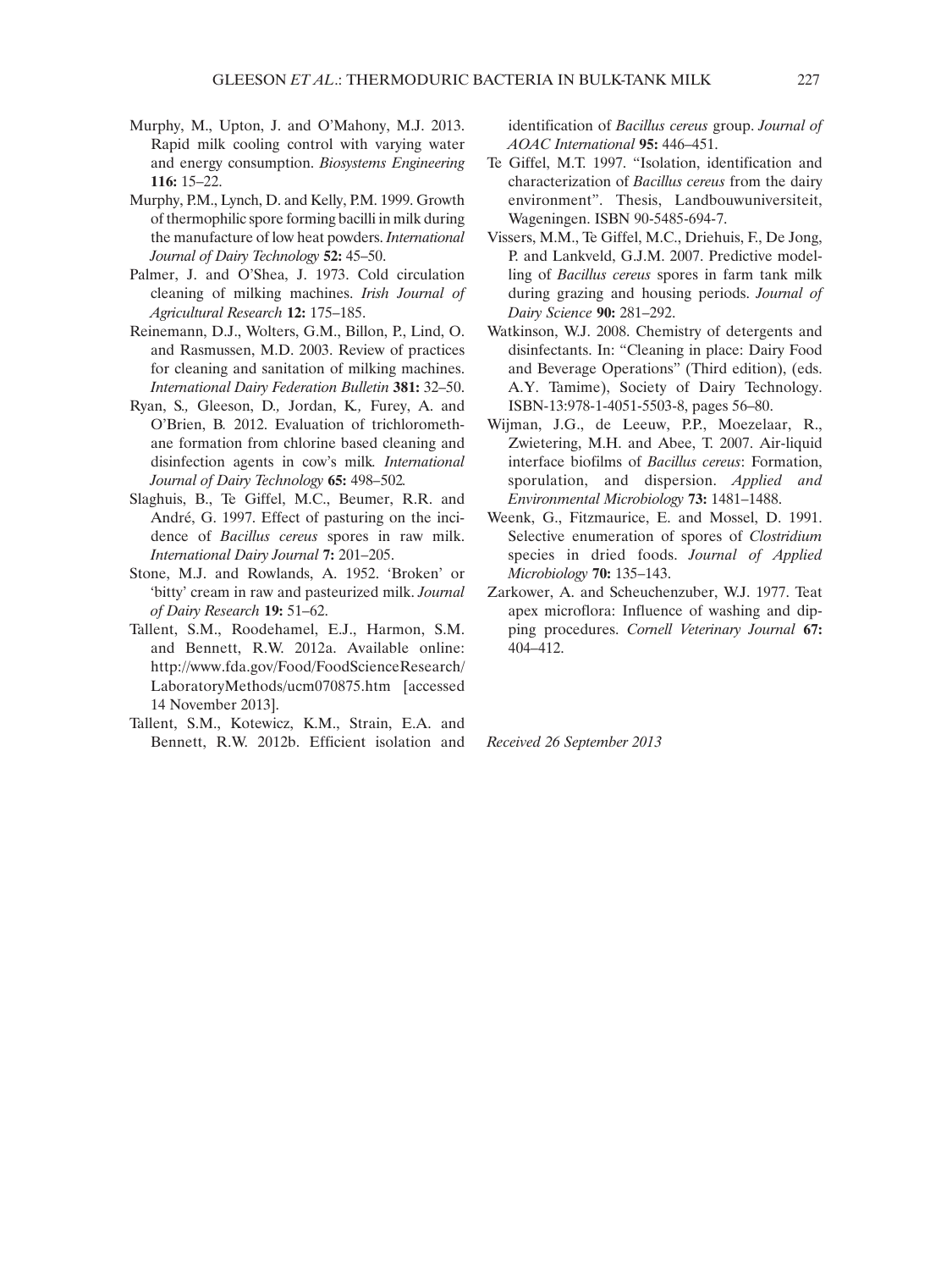Murphy, M., Upton, J. and O'Mahony, M.J. 2013. Rapid milk cooling control with varying water and energy consumption. *Biosystems Engineering* **116:** 15–22.

Murphy, P.M., Lynch, D. and Kelly, P.M. 1999. Growth of thermophilic spore forming bacilli in milk during the manufacture of low heat powders. *International Journal of Dairy Technology* **52:** 45–50.

Palmer, J. and O'Shea, J. 1973. Cold circulation cleaning of milking machines. *Irish Journal of Agricultural Research* **12:** 175–185.

Reinemann, D.J., Wolters, G.M., Billon, P., Lind, O. and Rasmussen, M.D. 2003. Review of practices for cleaning and sanitation of milking machines. *International Dairy Federation Bulletin* **381:** 32–50.

Ryan, S*.,* Gleeson, D*.,* Jordan, K*.,* Furey, A. and O'Brien, B*.* 2012. Evaluation of trichloromethane formation from chlorine based cleaning and disinfection agents in cow's milk*. International Journal of Dairy Technology* **65:** 498–502*.*

Slaghuis, B., Te Giffel, M.C., Beumer, R.R. and André, G. 1997. Effect of pasturing on the incidence of *Bacillus cereus* spores in raw milk. *International Dairy Journal* **7:** 201–205.

Stone, M.J. and Rowlands, A. 1952. 'Broken' or 'bitty' cream in raw and pasteurized milk. *Journal of Dairy Research* **19:** 51–62.

Tallent, S.M., Roodehamel, E.J., Harmon, S.M. and Bennett, R.W. 2012a. Available online: http://www.fda.gov/Food/FoodScienceResearch/LaboratoryMethods/ucm070875.htm [accessed 14 November 2013].

Tallent, S.M., Kotewicz, K.M., Strain, E.A. and Bennett, R.W. 2012b. Efficient isolation and identification of *Bacillus cereus* group. *Journal of AOAC International* **95:** 446–451.

Te Giffel, M.T. 1997. "Isolation, identification and characterization of *Bacillus cereus* from the dairy environment". Thesis, Landbouwuniversiteit, Wageningen. ISBN 90-5485-694-7.

Vissers, M.M., Te Giffel, M.C., Driehuis, F., De Jong, P. and Lankveld, G.J.M. 2007. Predictive modelling of *Bacillus cereus* spores in farm tank milk during grazing and housing periods. *Journal of Dairy Science* **90:** 281–292.

Watkinson, W.J. 2008. Chemistry of detergents and disinfectants. In: "Cleaning in place: Dairy Food and Beverage Operations" (Third edition), (eds. A.Y. Tamime), Society of Dairy Technology. ISBN-13:978-1-4051-5503-8, pages 56–80.

Wijman, J.G., de Leeuw, P.P., Moezelaar, R., Zwietering, M.H. and Abee, T. 2007. Air-liquid interface biofilms of *Bacillus cereus*: Formation, sporulation, and dispersion. *Applied and Environmental Microbiology* **73:** 1481–1488.

Weenk, G., Fitzmaurice, E. and Mossel, D. 1991. Selective enumeration of spores of *Clostridium* species in dried foods. *Journal of Applied Microbiology* **70:** 135–143.

Zarkower, A. and Scheuchenzuber, W.J. 1977. Teat apex microflora: Influence of washing and dipping procedures. *Cornell Veterinary Journal* **67:** 404–412.

*Received 26 September 2013*